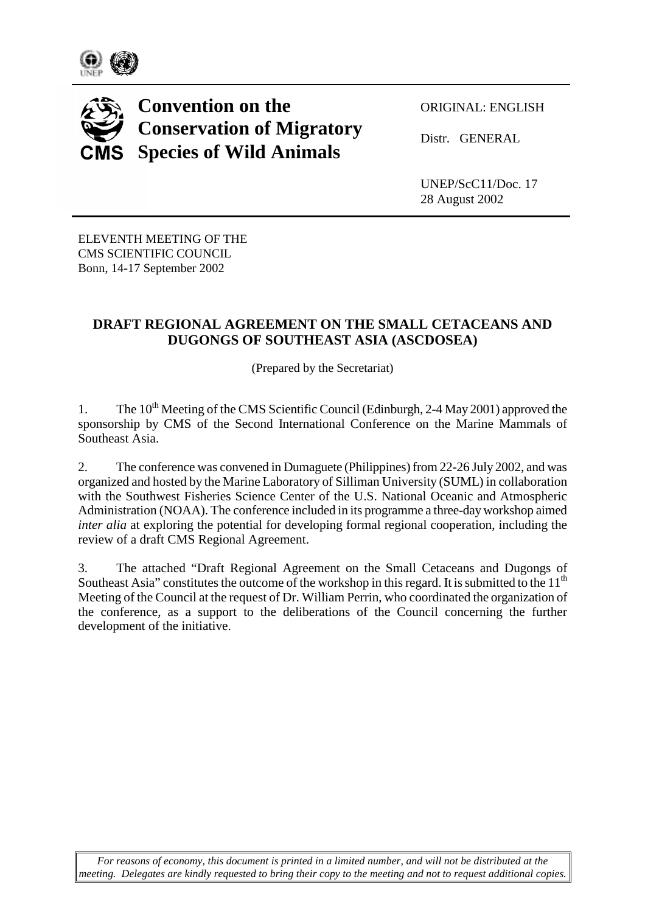# Convention on the Conservation of Migratory Species of Wild Animals

ORIGINAL: ENGLISH

Distr. GENERAL

UNEP/ScC11/Doc. 17
28 August 2002

ELEVENTH MEETING OF THE
CMS SCIENTIFIC COUNCIL
Bonn, 14-17 September 2002

## DRAFT REGIONAL AGREEMENT ON THE SMALL CETACEANS AND DUGONGS OF SOUTHEAST ASIA (ASCDOSEA)

(Prepared by the Secretariat)

1. The 10th Meeting of the CMS Scientific Council (Edinburgh, 2-4 May 2001) approved the sponsorship by CMS of the Second International Conference on the Marine Mammals of Southeast Asia.

2. The conference was convened in Dumaguete (Philippines) from 22-26 July 2002, and was organized and hosted by the Marine Laboratory of Silliman University (SUML) in collaboration with the Southwest Fisheries Science Center of the U.S. National Oceanic and Atmospheric Administration (NOAA). The conference included in its programme a three-day workshop aimed *inter alia* at exploring the potential for developing formal regional cooperation, including the review of a draft CMS Regional Agreement.

3. The attached "Draft Regional Agreement on the Small Cetaceans and Dugongs of Southeast Asia" constitutes the outcome of the workshop in this regard. It is submitted to the 11th Meeting of the Council at the request of Dr. William Perrin, who coordinated the organization of the conference, as a support to the deliberations of the Council concerning the further development of the initiative.

*For reasons of economy, this document is printed in a limited number, and will not be distributed at the meeting. Delegates are kindly requested to bring their copy to the meeting and not to request additional copies.*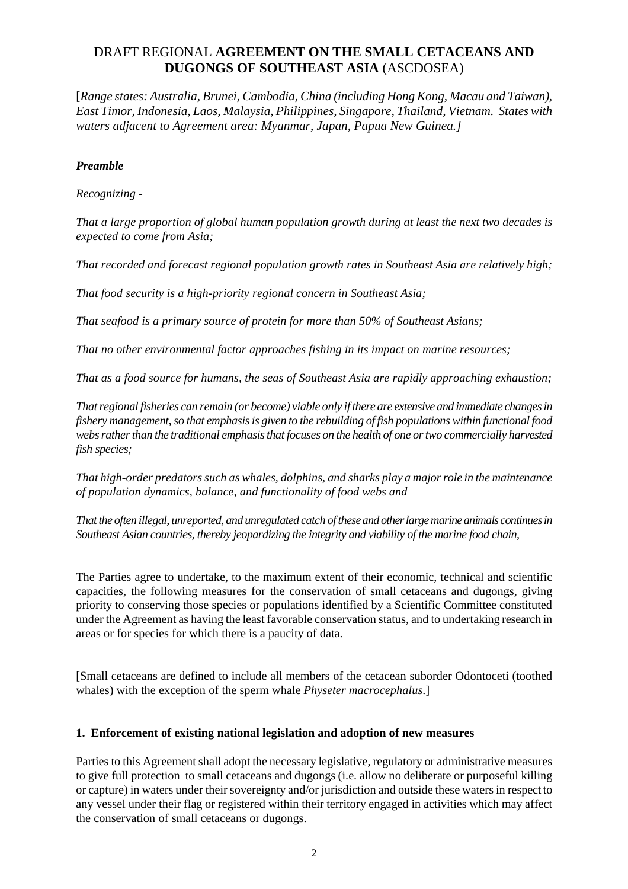# DRAFT REGIONAL **AGREEMENT ON THE SMALL CETACEANS AND DUGONGS OF SOUTHEAST ASIA** (ASCDOSEA)

[*Range states: Australia, Brunei, Cambodia, China (including Hong Kong, Macau and Taiwan), East Timor, Indonesia, Laos, Malaysia, Philippines, Singapore, Thailand, Vietnam. States with waters adjacent to Agreement area: Myanmar, Japan, Papua New Guinea.]*

***Preamble***

*Recognizing -*

*That a large proportion of global human population growth during at least the next two decades is expected to come from Asia;*

*That recorded and forecast regional population growth rates in Southeast Asia are relatively high;*

*That food security is a high-priority regional concern in Southeast Asia;*

*That seafood is a primary source of protein for more than 50% of Southeast Asians;*

*That no other environmental factor approaches fishing in its impact on marine resources;*

*That as a food source for humans, the seas of Southeast Asia are rapidly approaching exhaustion;*

*That regional fisheries can remain (or become) viable only if there are extensive and immediate changes in fishery management, so that emphasis is given to the rebuilding of fish populations within functional food webs rather than the traditional emphasis that focuses on the health of one or two commercially harvested fish species;*

*That high-order predators such as whales, dolphins, and sharks play a major role in the maintenance of population dynamics, balance, and functionality of food webs and*

*That the often illegal, unreported, and unregulated catch of these and other large marine animals continues in Southeast Asian countries, thereby jeopardizing the integrity and viability of the marine food chain,*

The Parties agree to undertake, to the maximum extent of their economic, technical and scientific capacities, the following measures for the conservation of small cetaceans and dugongs, giving priority to conserving those species or populations identified by a Scientific Committee constituted under the Agreement as having the least favorable conservation status, and to undertaking research in areas or for species for which there is a paucity of data.

[Small cetaceans are defined to include all members of the cetacean suborder Odontoceti (toothed whales) with the exception of the sperm whale *Physeter macrocephalus*.]

## 1. Enforcement of existing national legislation and adoption of new measures

Parties to this Agreement shall adopt the necessary legislative, regulatory or administrative measures to give full protection to small cetaceans and dugongs (i.e. allow no deliberate or purposeful killing or capture) in waters under their sovereignty and/or jurisdiction and outside these waters in respect to any vessel under their flag or registered within their territory engaged in activities which may affect the conservation of small cetaceans or dugongs.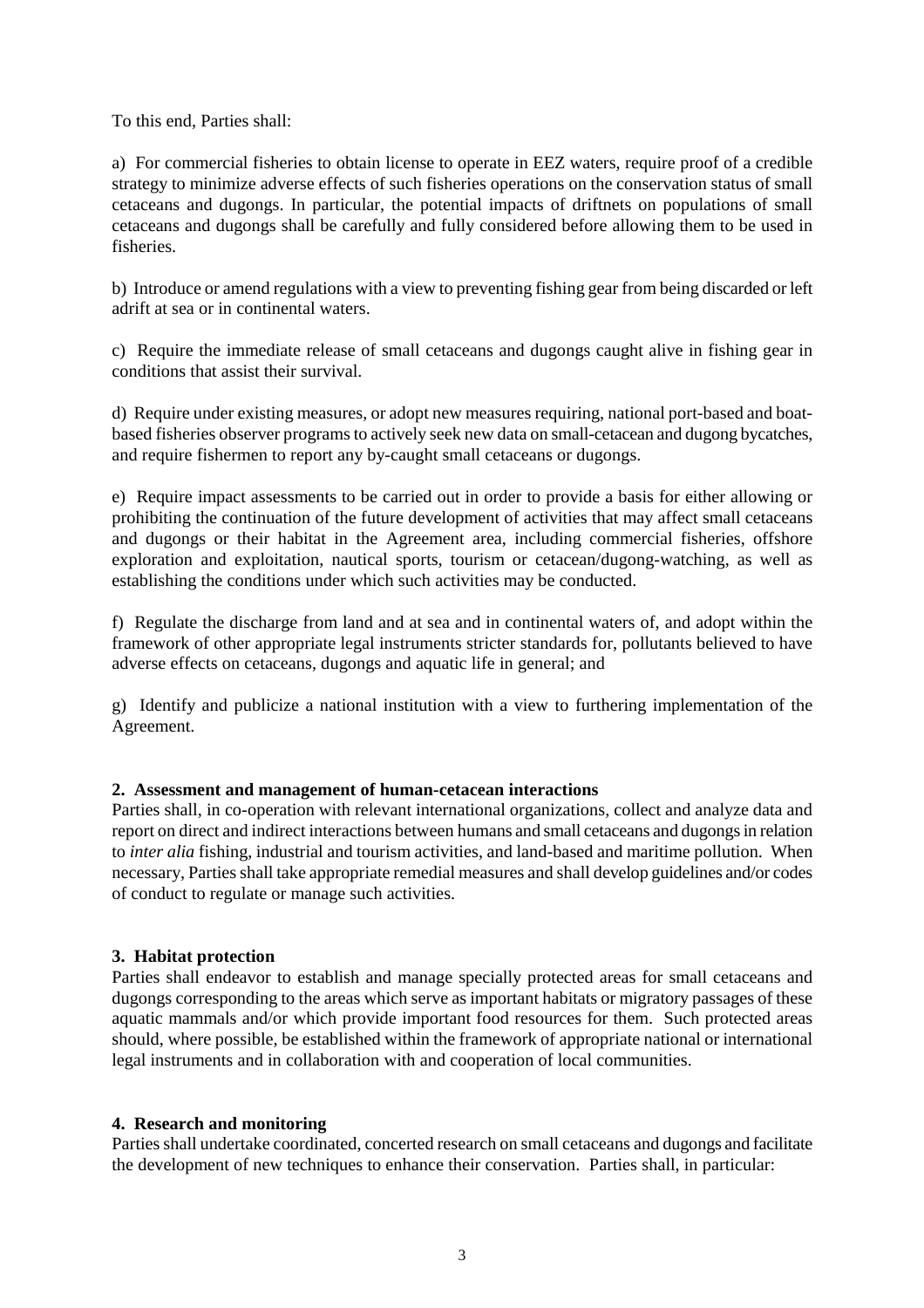To this end, Parties shall:

a) For commercial fisheries to obtain license to operate in EEZ waters, require proof of a credible strategy to minimize adverse effects of such fisheries operations on the conservation status of small cetaceans and dugongs. In particular, the potential impacts of driftnets on populations of small cetaceans and dugongs shall be carefully and fully considered before allowing them to be used in fisheries.

b) Introduce or amend regulations with a view to preventing fishing gear from being discarded or left adrift at sea or in continental waters.

c) Require the immediate release of small cetaceans and dugongs caught alive in fishing gear in conditions that assist their survival.

d) Require under existing measures, or adopt new measures requiring, national port-based and boat-based fisheries observer programs to actively seek new data on small-cetacean and dugong bycatches, and require fishermen to report any by-caught small cetaceans or dugongs.

e) Require impact assessments to be carried out in order to provide a basis for either allowing or prohibiting the continuation of the future development of activities that may affect small cetaceans and dugongs or their habitat in the Agreement area, including commercial fisheries, offshore exploration and exploitation, nautical sports, tourism or cetacean/dugong-watching, as well as establishing the conditions under which such activities may be conducted.

f) Regulate the discharge from land and at sea and in continental waters of, and adopt within the framework of other appropriate legal instruments stricter standards for, pollutants believed to have adverse effects on cetaceans, dugongs and aquatic life in general; and

g) Identify and publicize a national institution with a view to furthering implementation of the Agreement.

**2. Assessment and management of human-cetacean interactions**

Parties shall, in co-operation with relevant international organizations, collect and analyze data and report on direct and indirect interactions between humans and small cetaceans and dugongs in relation to *inter alia* fishing, industrial and tourism activities, and land-based and maritime pollution. When necessary, Parties shall take appropriate remedial measures and shall develop guidelines and/or codes of conduct to regulate or manage such activities.

**3. Habitat protection**

Parties shall endeavor to establish and manage specially protected areas for small cetaceans and dugongs corresponding to the areas which serve as important habitats or migratory passages of these aquatic mammals and/or which provide important food resources for them. Such protected areas should, where possible, be established within the framework of appropriate national or international legal instruments and in collaboration with and cooperation of local communities.

**4. Research and monitoring**

Parties shall undertake coordinated, concerted research on small cetaceans and dugongs and facilitate the development of new techniques to enhance their conservation. Parties shall, in particular: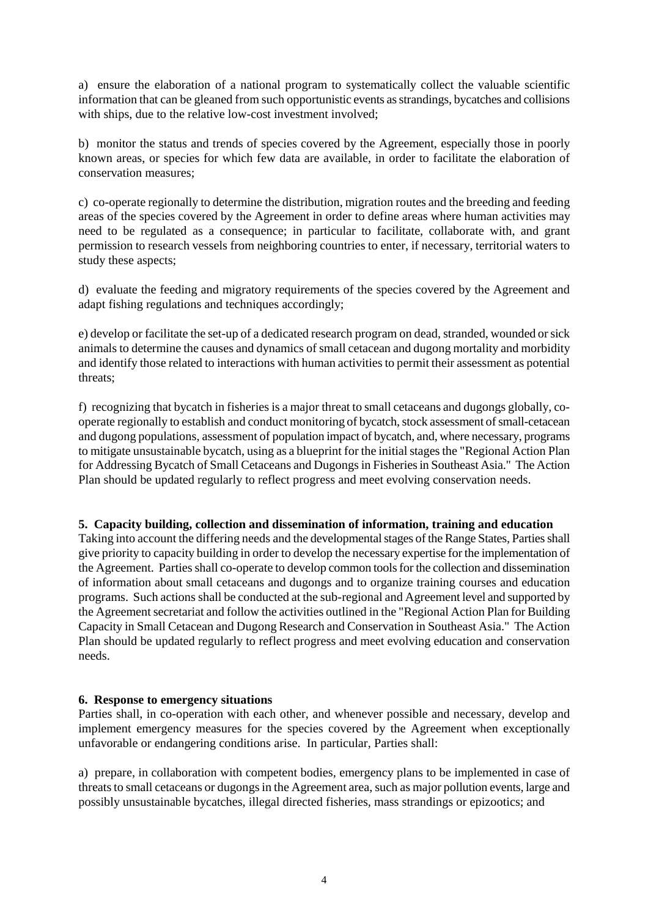a) ensure the elaboration of a national program to systematically collect the valuable scientific information that can be gleaned from such opportunistic events as strandings, bycatches and collisions with ships, due to the relative low-cost investment involved;

b) monitor the status and trends of species covered by the Agreement, especially those in poorly known areas, or species for which few data are available, in order to facilitate the elaboration of conservation measures;

c) co-operate regionally to determine the distribution, migration routes and the breeding and feeding areas of the species covered by the Agreement in order to define areas where human activities may need to be regulated as a consequence; in particular to facilitate, collaborate with, and grant permission to research vessels from neighboring countries to enter, if necessary, territorial waters to study these aspects;

d) evaluate the feeding and migratory requirements of the species covered by the Agreement and adapt fishing regulations and techniques accordingly;

e) develop or facilitate the set-up of a dedicated research program on dead, stranded, wounded or sick animals to determine the causes and dynamics of small cetacean and dugong mortality and morbidity and identify those related to interactions with human activities to permit their assessment as potential threats;

f) recognizing that bycatch in fisheries is a major threat to small cetaceans and dugongs globally, co-operate regionally to establish and conduct monitoring of bycatch, stock assessment of small-cetacean and dugong populations, assessment of population impact of bycatch, and, where necessary, programs to mitigate unsustainable bycatch, using as a blueprint for the initial stages the "Regional Action Plan for Addressing Bycatch of Small Cetaceans and Dugongs in Fisheries in Southeast Asia." The Action Plan should be updated regularly to reflect progress and meet evolving conservation needs.

**5. Capacity building, collection and dissemination of information, training and education**

Taking into account the differing needs and the developmental stages of the Range States, Parties shall give priority to capacity building in order to develop the necessary expertise for the implementation of the Agreement. Parties shall co-operate to develop common tools for the collection and dissemination of information about small cetaceans and dugongs and to organize training courses and education programs. Such actions shall be conducted at the sub-regional and Agreement level and supported by the Agreement secretariat and follow the activities outlined in the "Regional Action Plan for Building Capacity in Small Cetacean and Dugong Research and Conservation in Southeast Asia." The Action Plan should be updated regularly to reflect progress and meet evolving education and conservation needs.

**6. Response to emergency situations**

Parties shall, in co-operation with each other, and whenever possible and necessary, develop and implement emergency measures for the species covered by the Agreement when exceptionally unfavorable or endangering conditions arise. In particular, Parties shall:

a) prepare, in collaboration with competent bodies, emergency plans to be implemented in case of threats to small cetaceans or dugongs in the Agreement area, such as major pollution events, large and possibly unsustainable bycatches, illegal directed fisheries, mass strandings or epizootics; and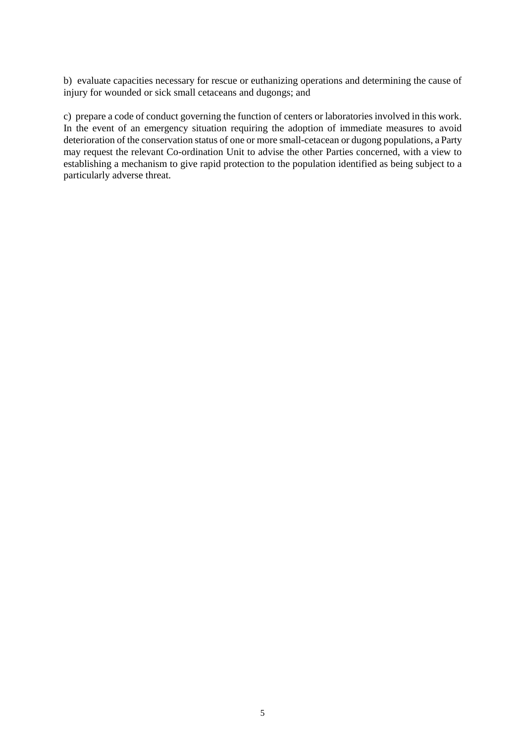b) evaluate capacities necessary for rescue or euthanizing operations and determining the cause of injury for wounded or sick small cetaceans and dugongs; and

c) prepare a code of conduct governing the function of centers or laboratories involved in this work. In the event of an emergency situation requiring the adoption of immediate measures to avoid deterioration of the conservation status of one or more small-cetacean or dugong populations, a Party may request the relevant Co-ordination Unit to advise the other Parties concerned, with a view to establishing a mechanism to give rapid protection to the population identified as being subject to a particularly adverse threat.